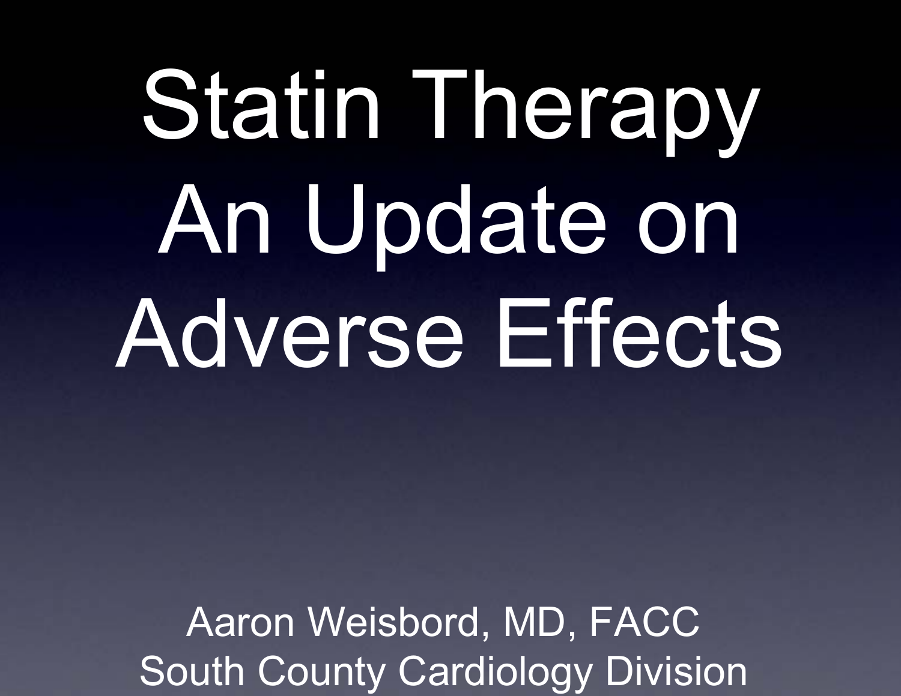# Statin Therapy An Update on Adverse Effects

Aaron Weisbord, MD, FACC
South County Cardiology Division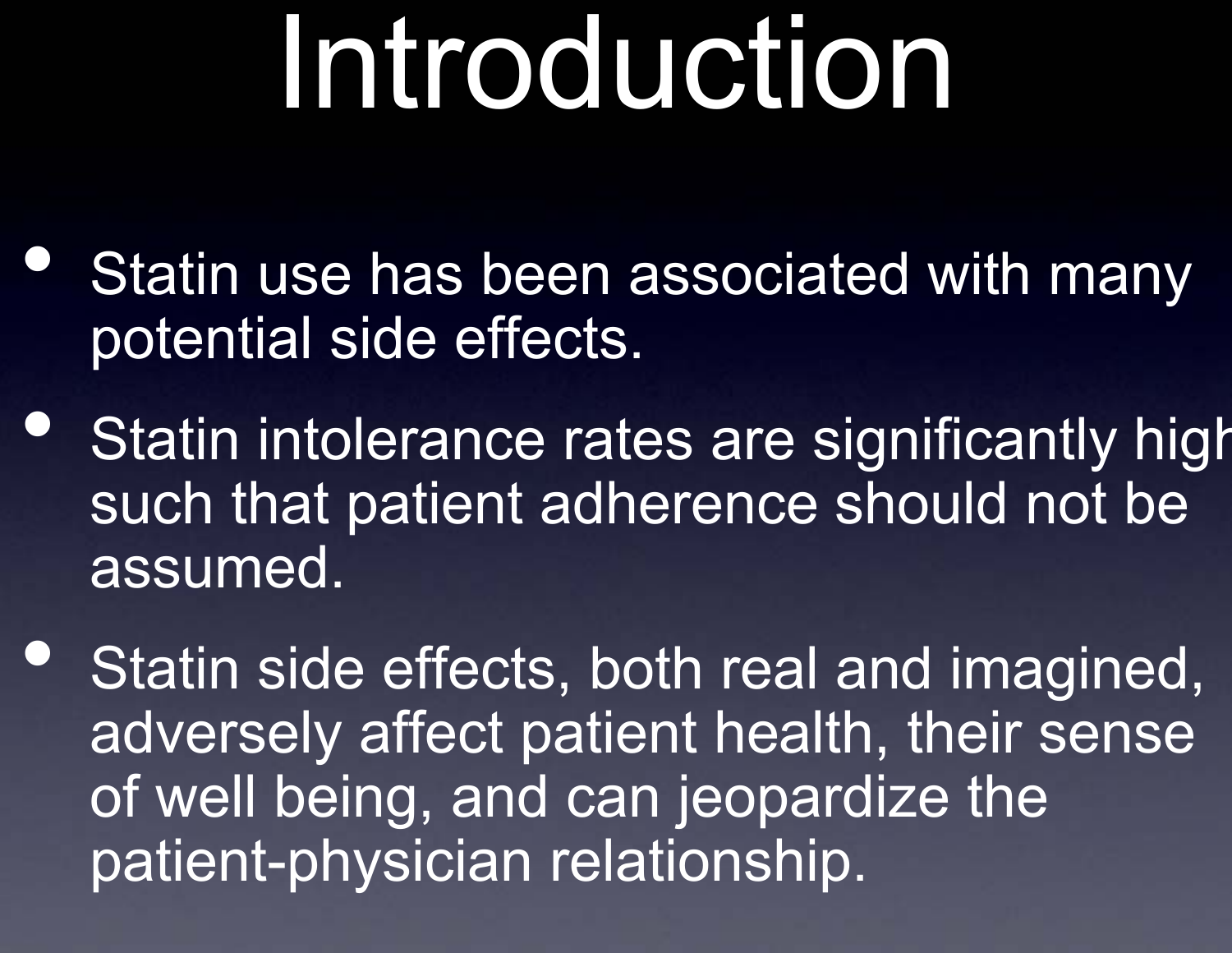# Introduction

- Statin use has been associated with many potential side effects.
- Statin intolerance rates are significantly high such that patient adherence should not be assumed.
- Statin side effects, both real and imagined, adversely affect patient health, their sense of well being, and can jeopardize the patient-physician relationship.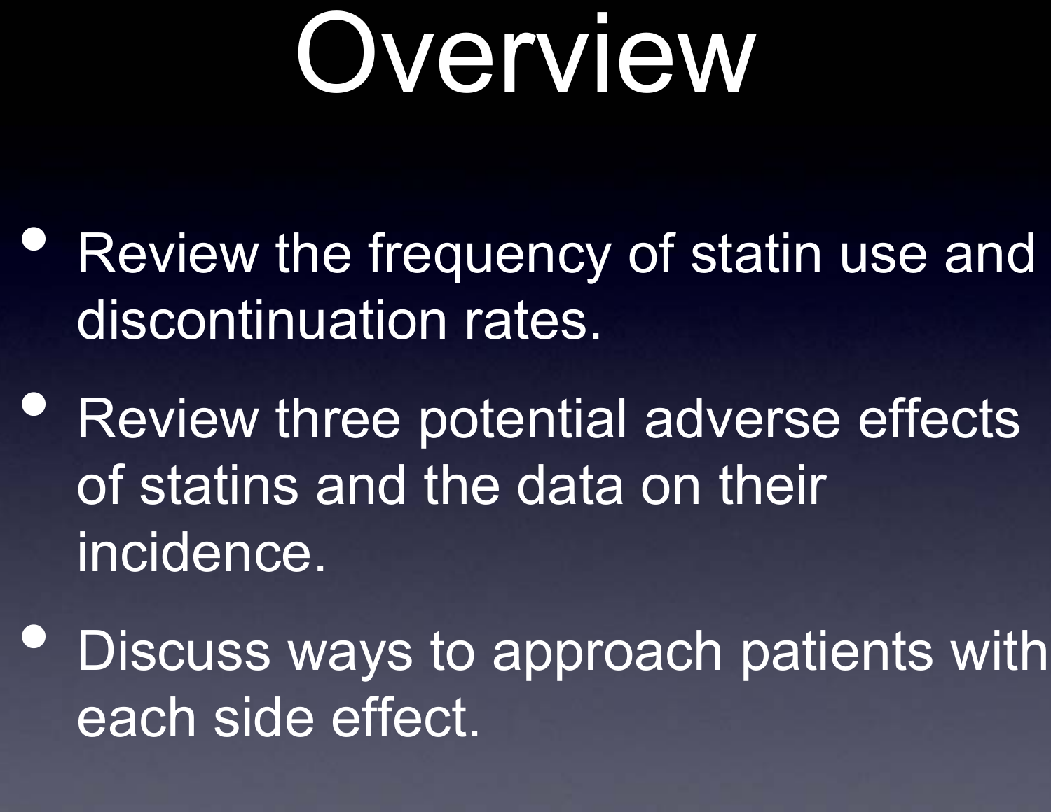# Overview

- Review the frequency of statin use and discontinuation rates.
- Review three potential adverse effects of statins and the data on their incidence.
- Discuss ways to approach patients with each side effect.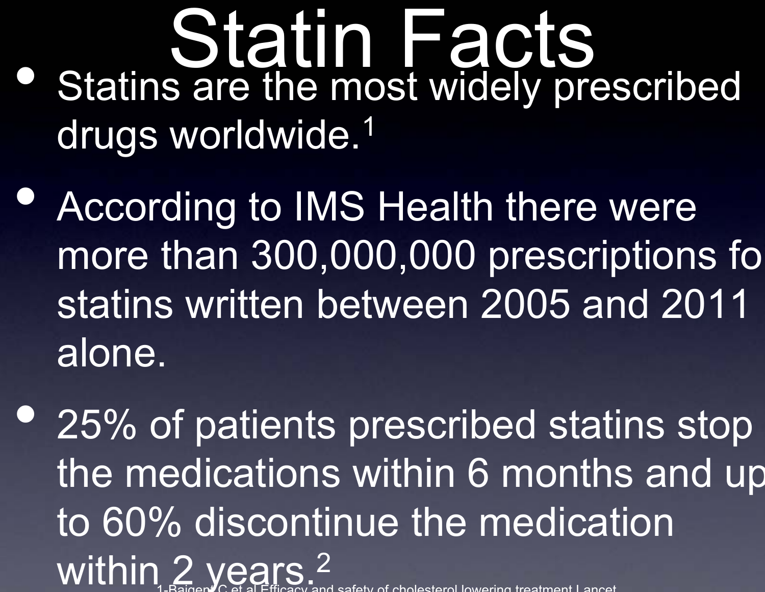# Statin Facts

- Statins are the most widely prescribed drugs worldwide.[1]
- According to IMS Health there were more than 300,000,000 prescriptions fo statins written between 2005 and 2011 alone.
- 25% of patients prescribed statins stop the medications within 6 months and up to 60% discontinue the medication within 2 years.[2]

1-Baigent C et al Efficacy and safety of cholesterol lowering treatment Lancet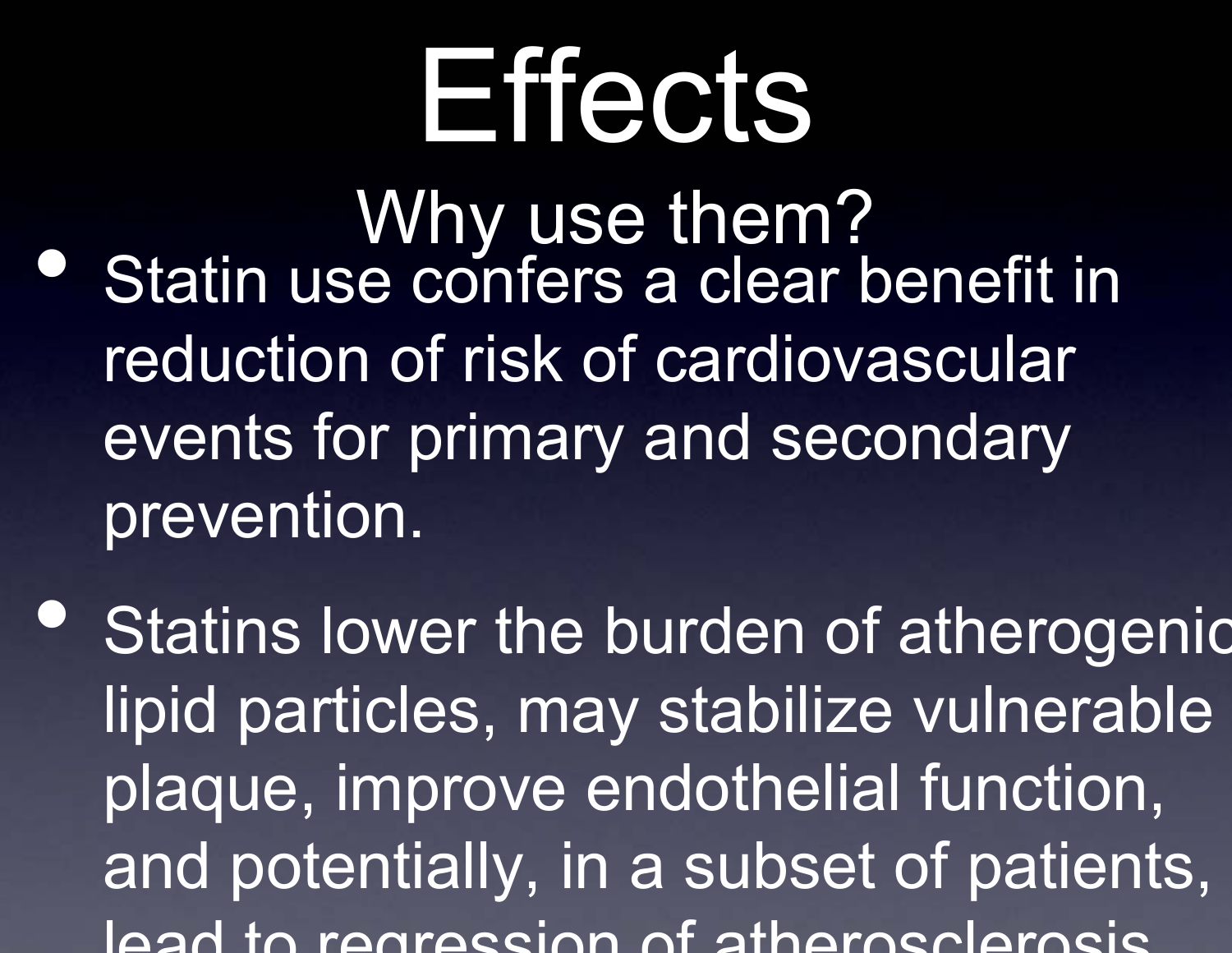# Effects

## Why use them?

- Statin use confers a clear benefit in reduction of risk of cardiovascular events for primary and secondary prevention.
- Statins lower the burden of atherogenic lipid particles, may stabilize vulnerable plaque, improve endothelial function, and potentially, in a subset of patients, lead to regression of atherosclerosis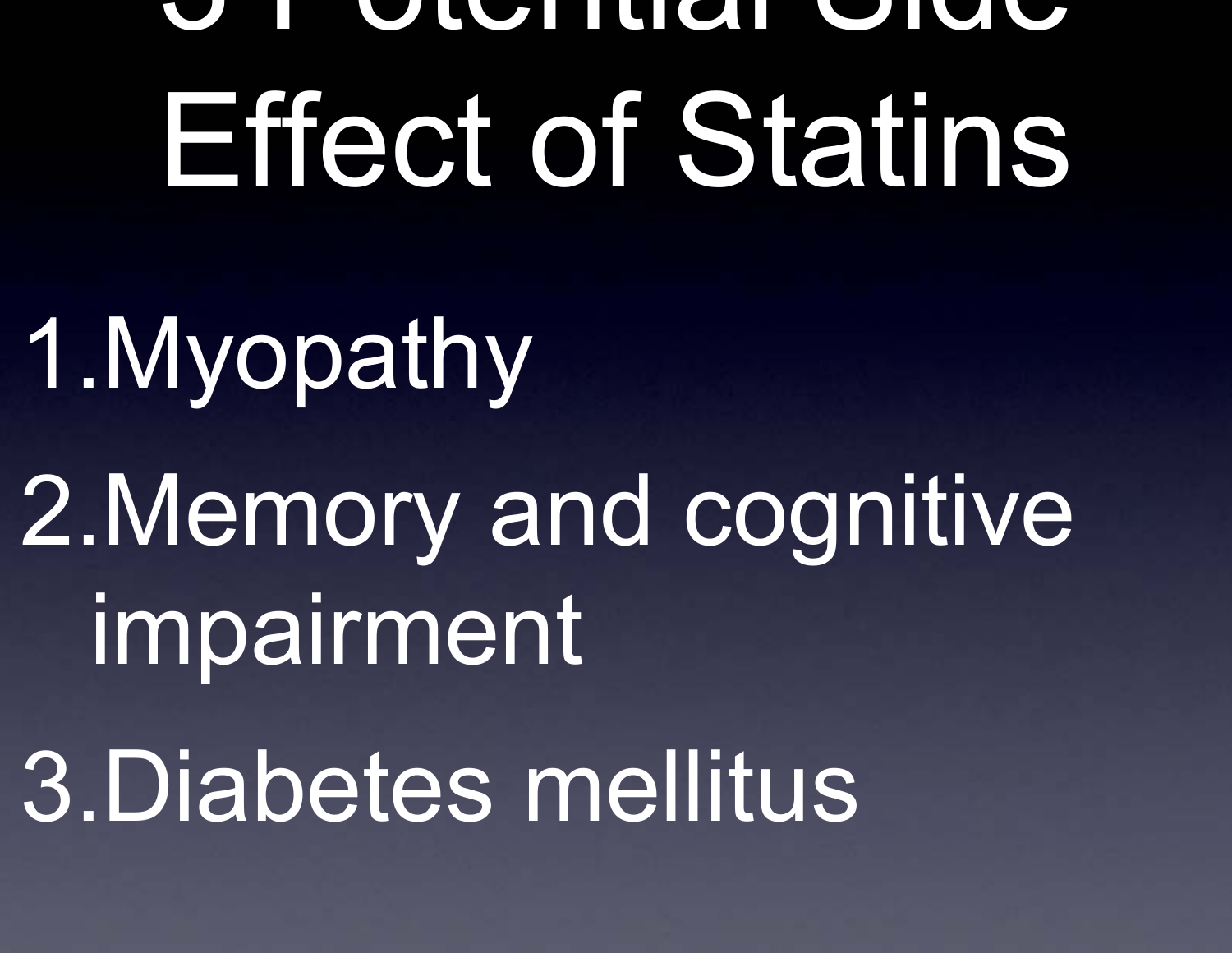# 3 Potential Side Effect of Statins

1. Myopathy
2. Memory and cognitive impairment
3. Diabetes mellitus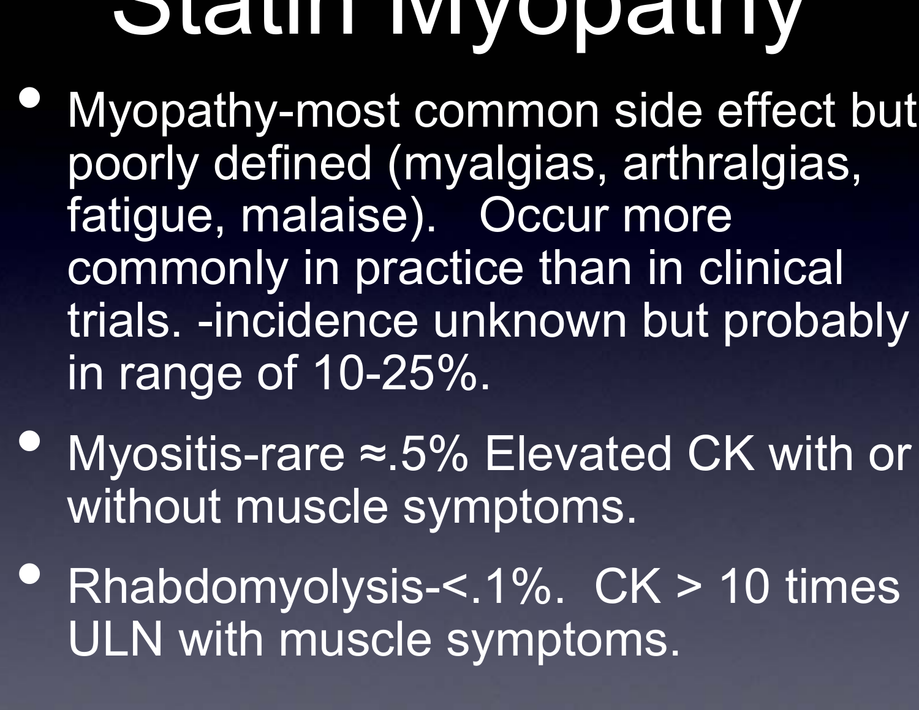# Statin Myopathy

- Myopathy-most common side effect but poorly defined (myalgias, arthralgias, fatigue, malaise). Occur more commonly in practice than in clinical trials. -incidence unknown but probably in range of 10-25%.
- Myositis-rare ≈.5% Elevated CK with or without muscle symptoms.
- Rhabdomyolysis-<.1%. CK > 10 times ULN with muscle symptoms.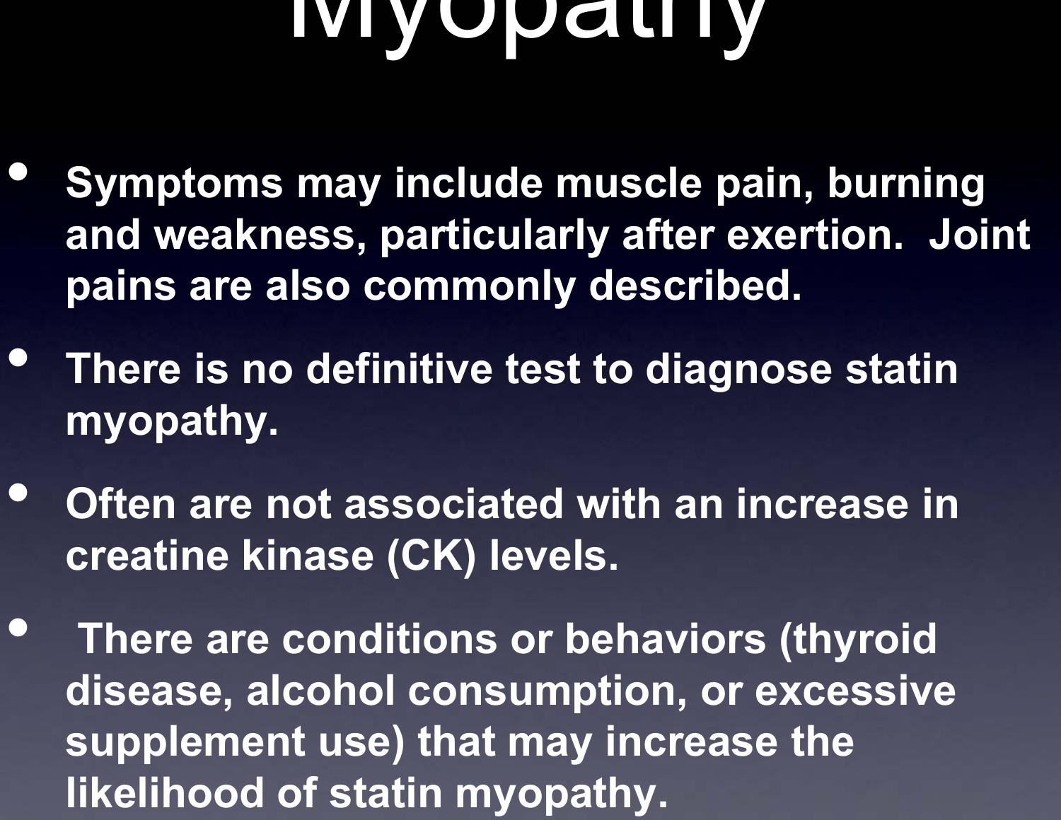# Myopathy

- Symptoms may include muscle pain, burning and weakness, particularly after exertion. Joint pains are also commonly described.
- There is no definitive test to diagnose statin myopathy.
- Often are not associated with an increase in creatine kinase (CK) levels.
- There are conditions or behaviors (thyroid disease, alcohol consumption, or excessive supplement use) that may increase the likelihood of statin myopathy.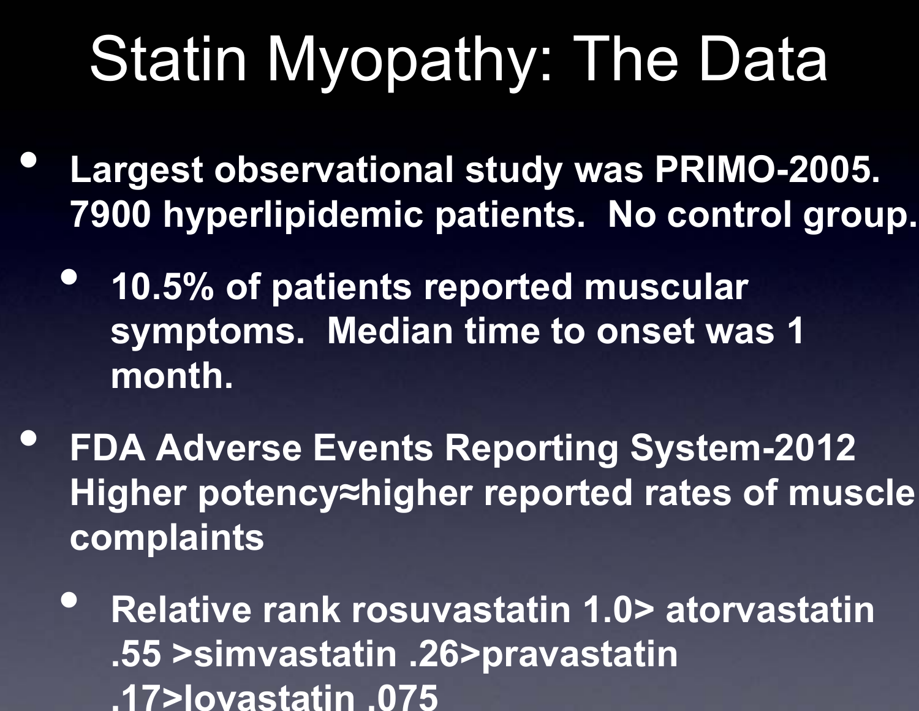# Statin Myopathy: The Data

- **Largest observational study was PRIMO-2005. 7900 hyperlipidemic patients. No control group.**
  - **10.5% of patients reported muscular symptoms. Median time to onset was 1 month.**
- **FDA Adverse Events Reporting System-2012 Higher potency≈higher reported rates of muscle complaints**
  - **Relative rank rosuvastatin 1.0> atorvastatin .55 >simvastatin .26>pravastatin .17>lovastatin .075**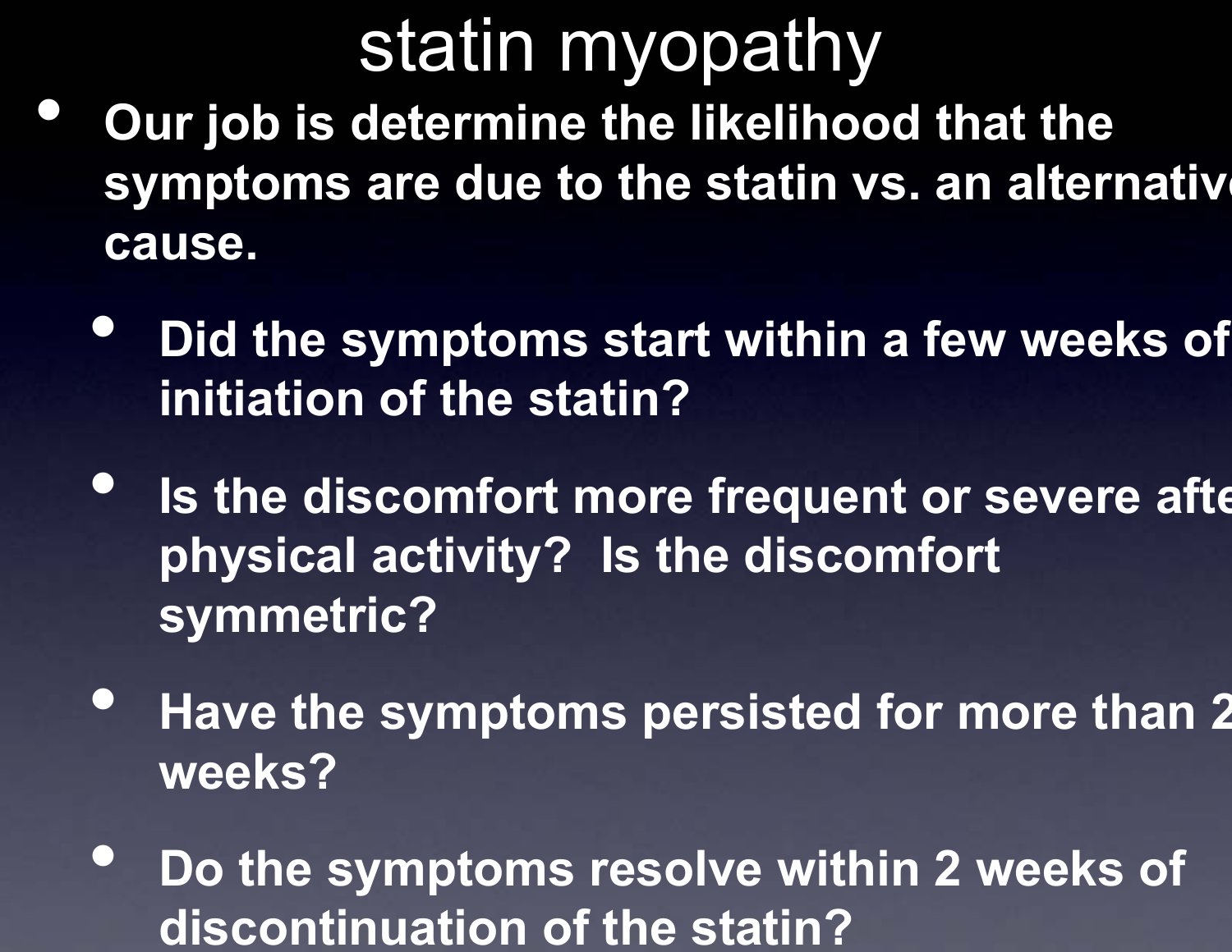# statin myopathy

- **Our job is determine the likelihood that the symptoms are due to the statin vs. an alternative cause.**
  - **Did the symptoms start within a few weeks of initiation of the statin?**
  - **Is the discomfort more frequent or severe after physical activity? Is the discomfort symmetric?**
  - **Have the symptoms persisted for more than 2 weeks?**
  - **Do the symptoms resolve within 2 weeks of discontinuation of the statin?**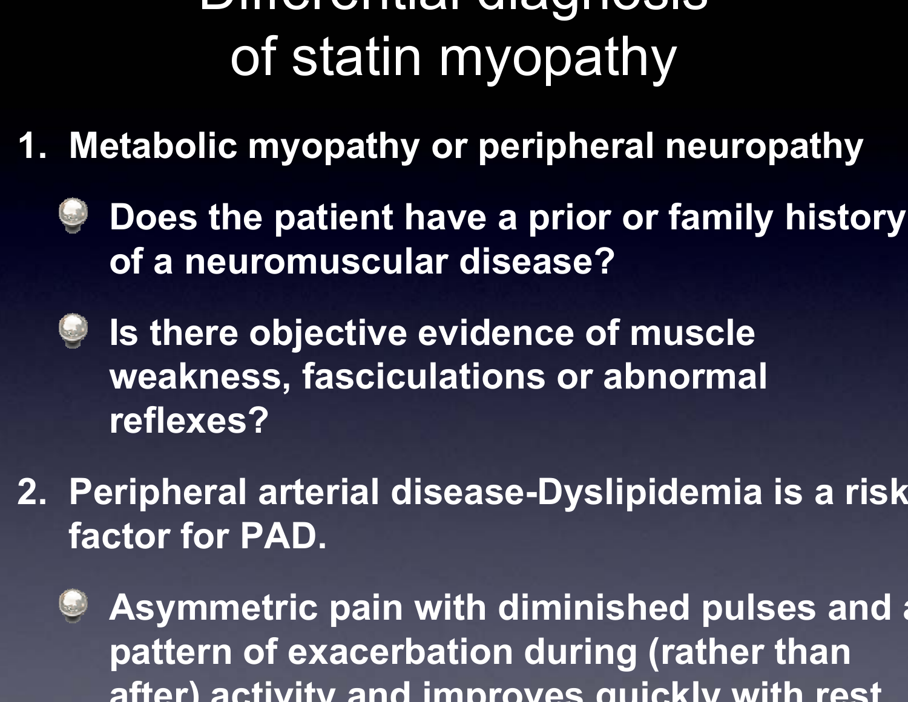# Differential diagnosis of statin myopathy

1. **Metabolic myopathy or peripheral neuropathy**
   - **Does the patient have a prior or family history of a neuromuscular disease?**
   - **Is there objective evidence of muscle weakness, fasciculations or abnormal reflexes?**
2. **Peripheral arterial disease-Dyslipidemia is a risk factor for PAD.**
   - **Asymmetric pain with diminished pulses and a pattern of exacerbation during (rather than after) activity and improves quickly with rest**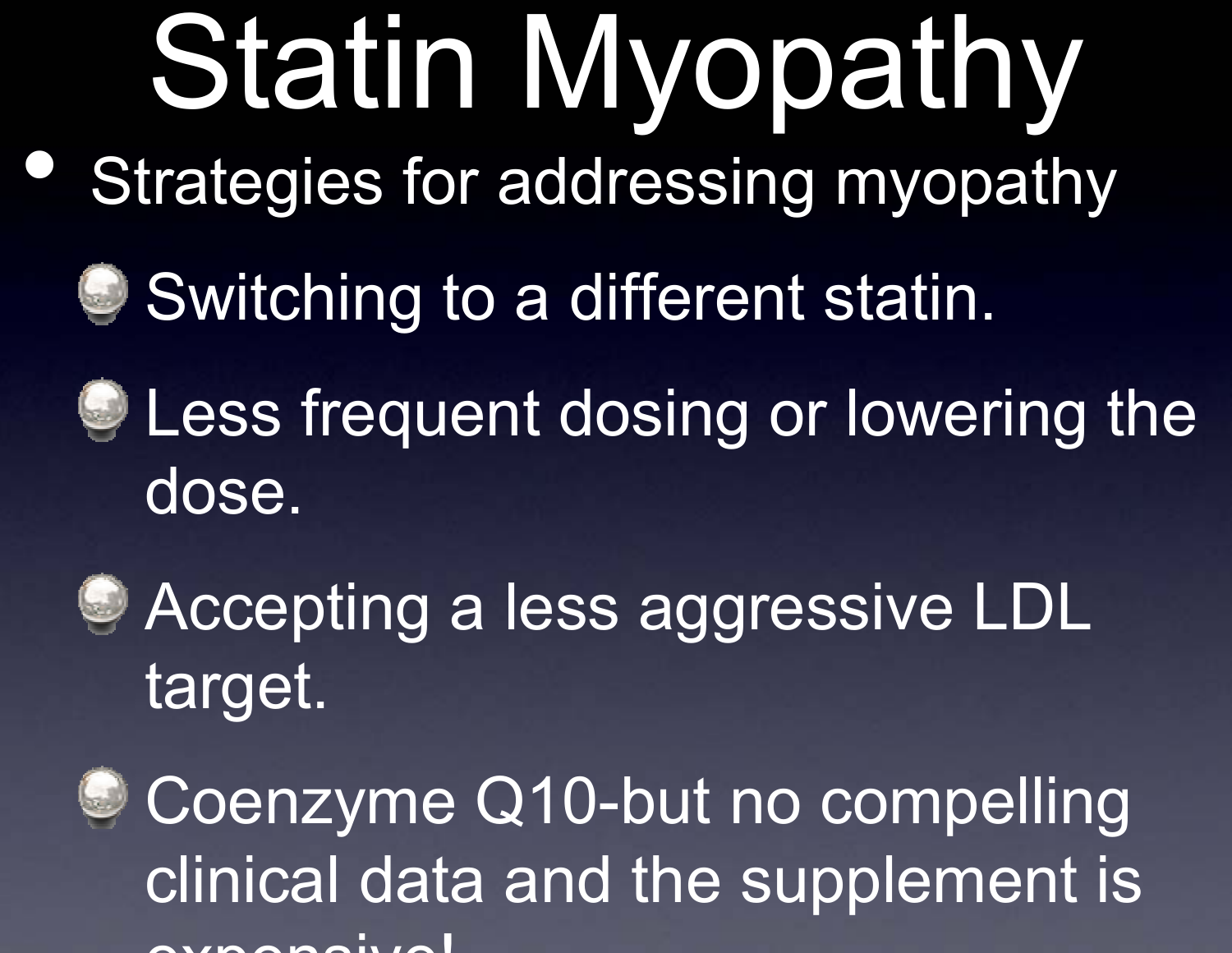# Statin Myopathy

- Strategies for addressing myopathy
  - Switching to a different statin.
  - Less frequent dosing or lowering the dose.
  - Accepting a less aggressive LDL target.
  - Coenzyme Q10-but no compelling clinical data and the supplement is expensive!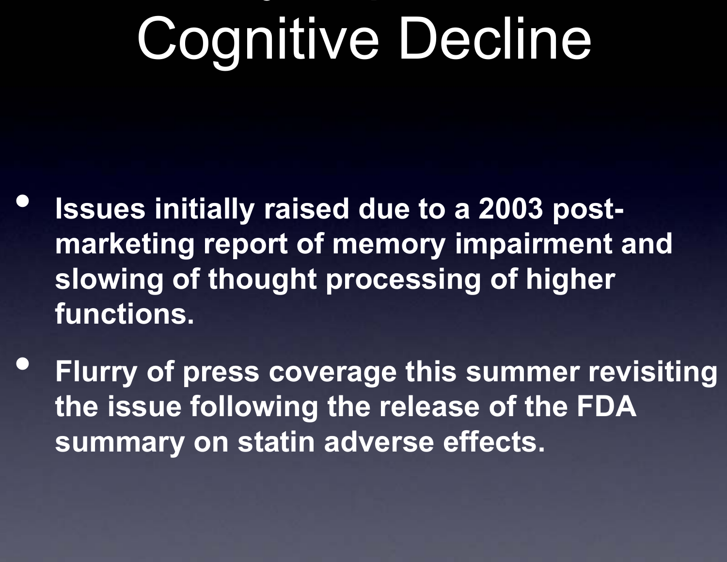# Cognitive Decline

- **Issues initially raised due to a 2003 post-marketing report of memory impairment and slowing of thought processing of higher functions.**
- **Flurry of press coverage this summer revisiting the issue following the release of the FDA summary on statin adverse effects.**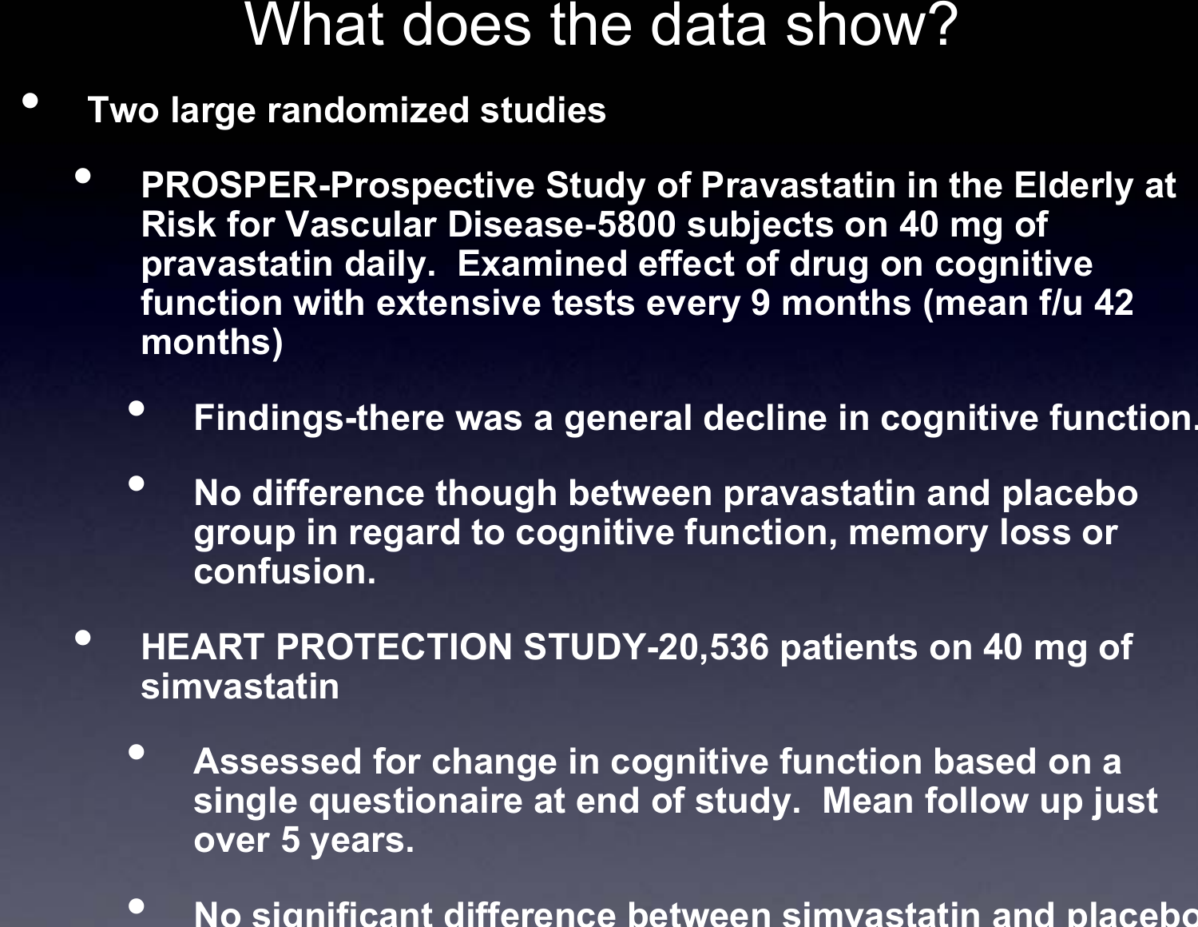# What does the data show?

- **Two large randomized studies**
  - **PROSPER-Prospective Study of Pravastatin in the Elderly at Risk for Vascular Disease-5800 subjects on 40 mg of pravastatin daily. Examined effect of drug on cognitive function with extensive tests every 9 months (mean f/u 42 months)**
    - **Findings-there was a general decline in cognitive function.**
    - **No difference though between pravastatin and placebo group in regard to cognitive function, memory loss or confusion.**
  - **HEART PROTECTION STUDY-20,536 patients on 40 mg of simvastatin**
    - **Assessed for change in cognitive function based on a single questionaire at end of study. Mean follow up just over 5 years.**
    - **No significant difference between simvastatin and placebo**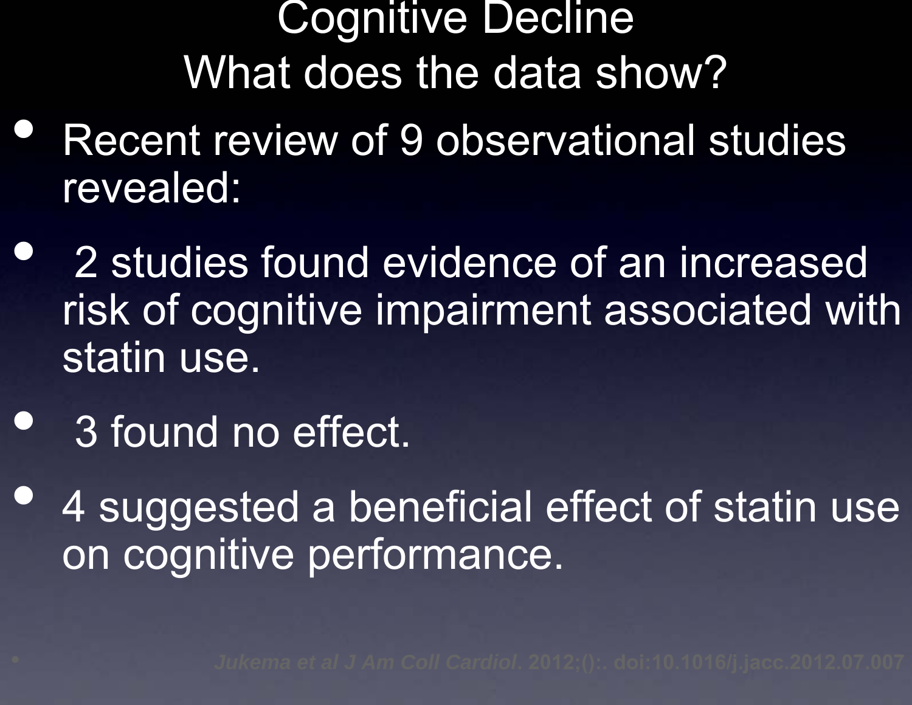# Cognitive Decline
## What does the data show?

- Recent review of 9 observational studies revealed:
- 2 studies found evidence of an increased risk of cognitive impairment associated with statin use.
- 3 found no effect.
- 4 suggested a beneficial effect of statin use on cognitive performance.

*Jukema et al J Am Coll Cardiol*. 2012;():. doi:10.1016/j.jacc.2012.07.007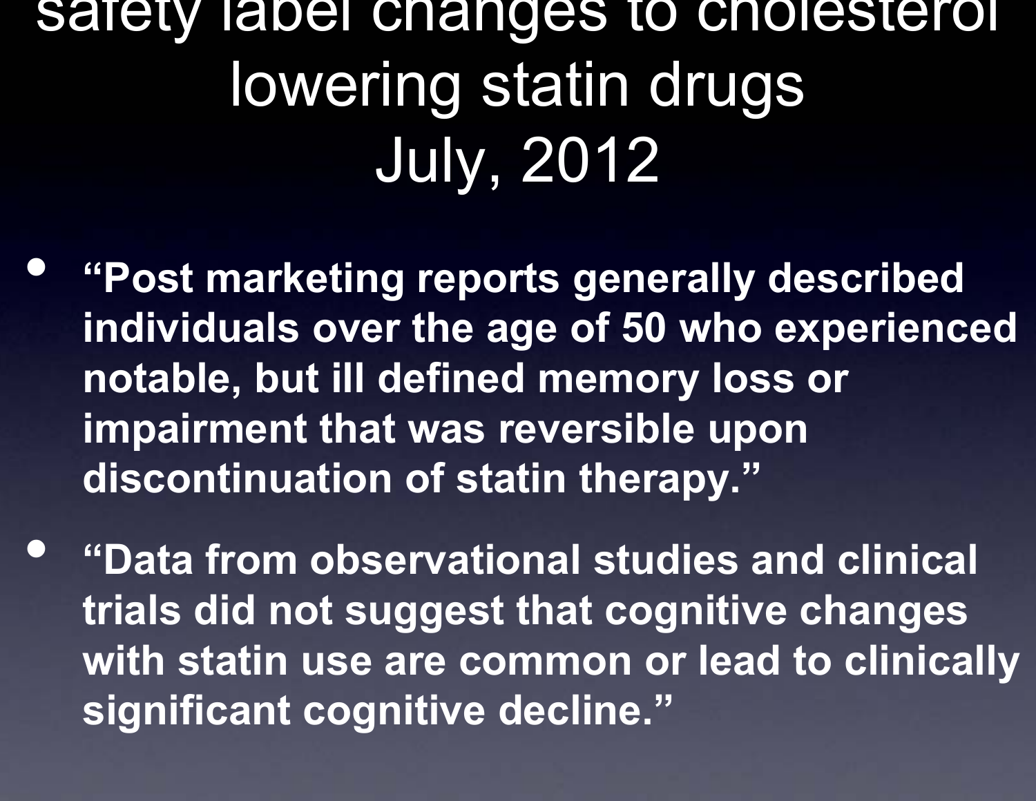# safety label changes to cholesterol lowering statin drugs July, 2012

- **"Post marketing reports generally described individuals over the age of 50 who experienced notable, but ill defined memory loss or impairment that was reversible upon discontinuation of statin therapy."**
- **"Data from observational studies and clinical trials did not suggest that cognitive changes with statin use are common or lead to clinically significant cognitive decline."**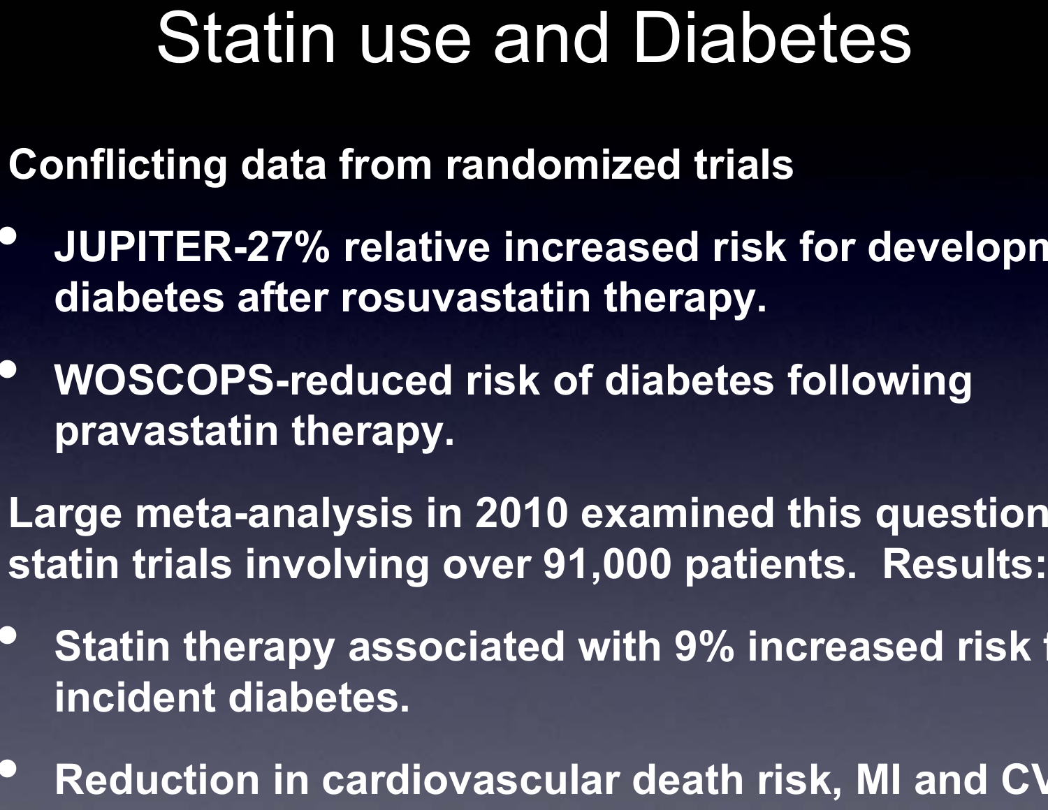# Statin use and Diabetes

**Conflicting data from randomized trials**

- **JUPITER-27% relative increased risk for developm diabetes after rosuvastatin therapy.**
- **WOSCOPS-reduced risk of diabetes following pravastatin therapy.**

**Large meta-analysis in 2010 examined this question statin trials involving over 91,000 patients. Results:**

- **Statin therapy associated with 9% increased risk f incident diabetes.**
- **Reduction in cardiovascular death risk, MI and CV**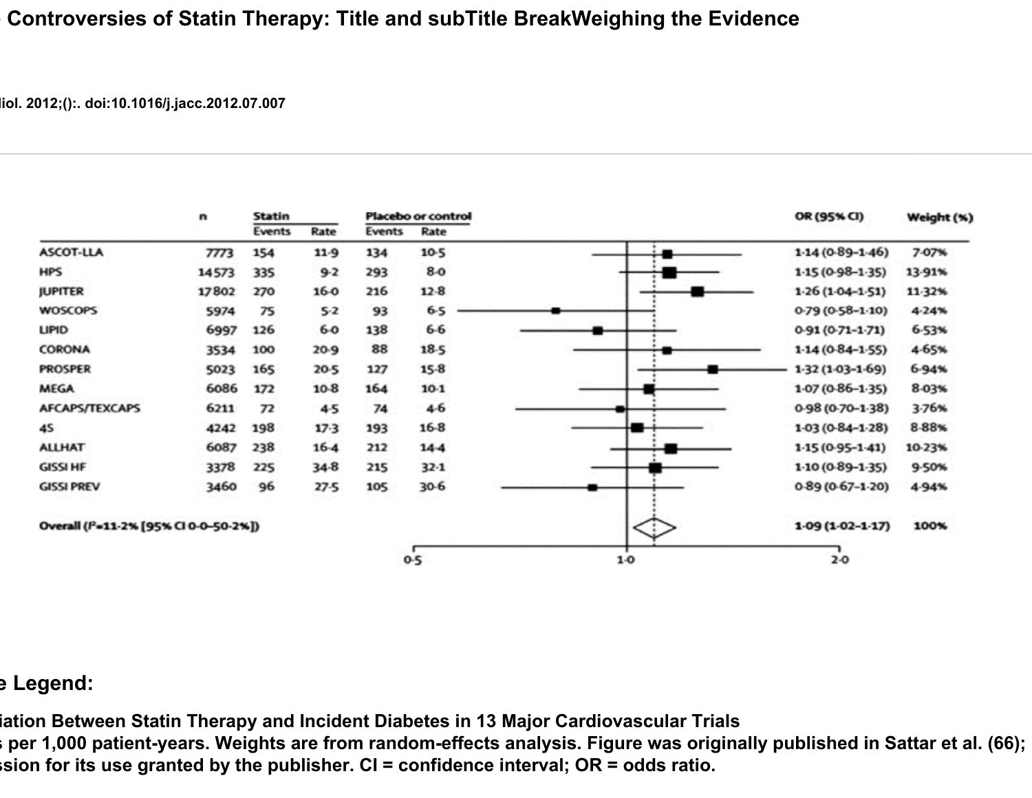Controversies of Statin Therapy: Title and subTitle BreakWeighing the Evidence

iol. 2012;():. doi:10.1016/j.jacc.2012.07.007

| | n | Statin | | Placebo or control | | OR (95% CI) | Weight (%) |
|---|---|---|---|---|---|---|---|
| | | Events | Rate | Events | Rate | | |
| ASCOT-LLA | 7773 | 154 | 11·9 | 134 | 10·5 | 1·14 (0·89–1·46) | 7·07% |
| HPS | 14573 | 335 | 9·2 | 293 | 8·0 | 1·15 (0·98–1·35) | 13·91% |
| JUPITER | 17802 | 270 | 16·0 | 216 | 12·8 | 1·26 (1·04–1·51) | 11·32% |
| WOSCOPS | 5974 | 75 | 5·2 | 93 | 6·5 | 0·79 (0·58–1·10) | 4·24% |
| LIPID | 6997 | 126 | 6·0 | 138 | 6·6 | 0·91 (0·71–1·71) | 6·53% |
| CORONA | 3534 | 100 | 20·9 | 88 | 18·5 | 1·14 (0·84–1·55) | 4·65% |
| PROSPER | 5023 | 165 | 20·5 | 127 | 15·8 | 1·32 (1·03–1·69) | 6·94% |
| MEGA | 6086 | 172 | 10·8 | 164 | 10·1 | 1·07 (0·86–1·35) | 8·03% |
| AFCAPS/TEXCAPS | 6211 | 72 | 4·5 | 74 | 4·6 | 0·98 (0·70–1·38) | 3·76% |
| 4S | 4242 | 198 | 17·3 | 193 | 16·8 | 1·03 (0·84–1·28) | 8·88% |
| ALLHAT | 6087 | 238 | 16·4 | 212 | 14·4 | 1·15 (0·95–1·41) | 10·23% |
| GISSI HF | 3378 | 225 | 34·8 | 215 | 32·1 | 1·10 (0·89–1·35) | 9·50% |
| GISSI PREV | 3460 | 96 | 27·5 | 105 | 30·6 | 0·89 (0·67–1·20) | 4·94% |
| Overall ($I^2$=11·2% [95% CI 0·0–50·2%]) | | | | | | 1·09 (1·02–1·17) | 100% |

e Legend:

iation Between Statin Therapy and Incident Diabetes in 13 Major Cardiovascular Trials
s per 1,000 patient-years. Weights are from random-effects analysis. Figure was originally published in Sattar et al. (66);
ssion for its use granted by the publisher. CI = confidence interval; OR = odds ratio.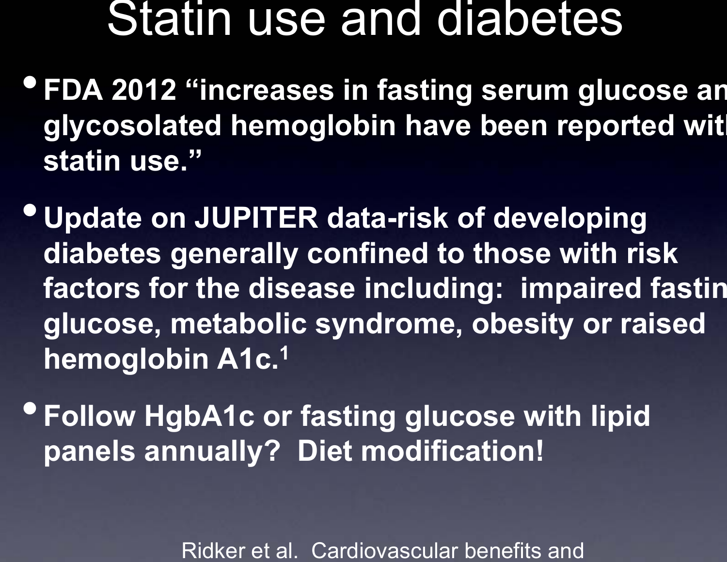# Statin use and diabetes

- **FDA 2012 "increases in fasting serum glucose an glycosolated hemoglobin have been reported wit statin use."**
- **Update on JUPITER data-risk of developing diabetes generally confined to those with risk factors for the disease including: impaired fastin glucose, metabolic syndrome, obesity or raised hemoglobin A1c.[1]**
- **Follow HgbA1c or fasting glucose with lipid panels annually? Diet modification!**

Ridker et al. Cardiovascular benefits and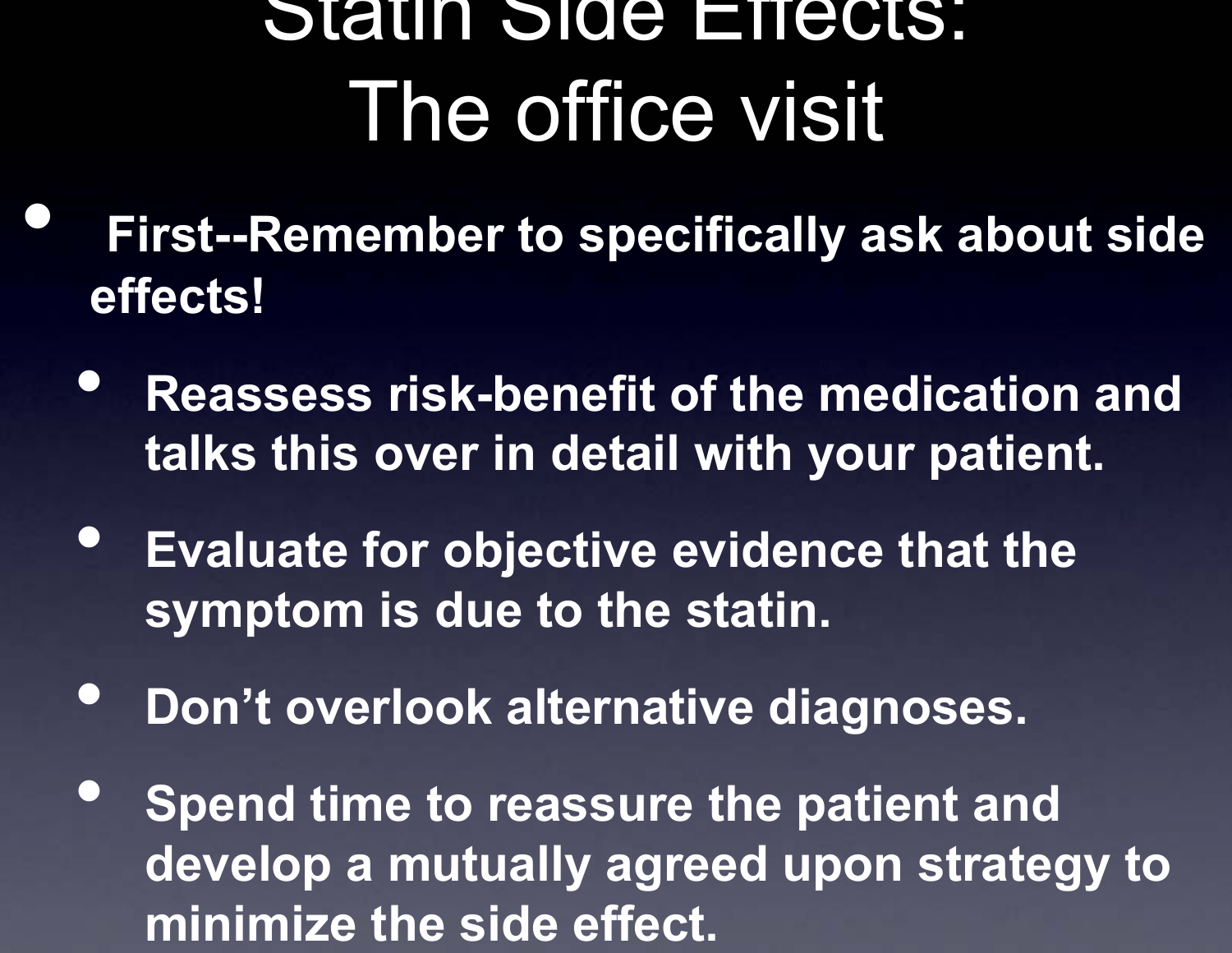# Statin Side Effects: The office visit

- **First--Remember to specifically ask about side effects!**
  - **Reassess risk-benefit of the medication and talks this over in detail with your patient.**
  - **Evaluate for objective evidence that the symptom is due to the statin.**
  - **Don’t overlook alternative diagnoses.**
  - **Spend time to reassure the patient and develop a mutually agreed upon strategy to minimize the side effect.**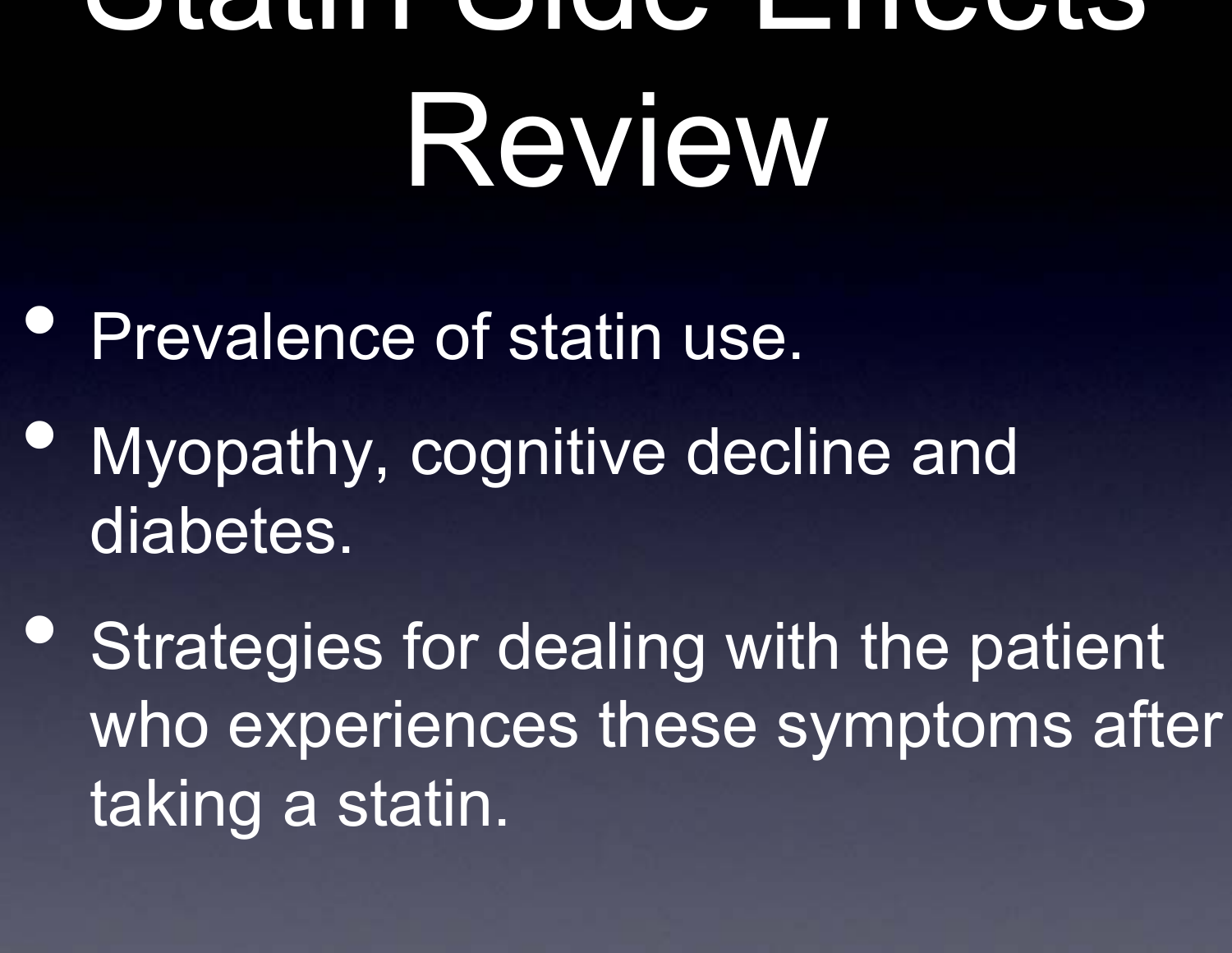# Statin Side Effects Review

- Prevalence of statin use.
- Myopathy, cognitive decline and diabetes.
- Strategies for dealing with the patient who experiences these symptoms after taking a statin.